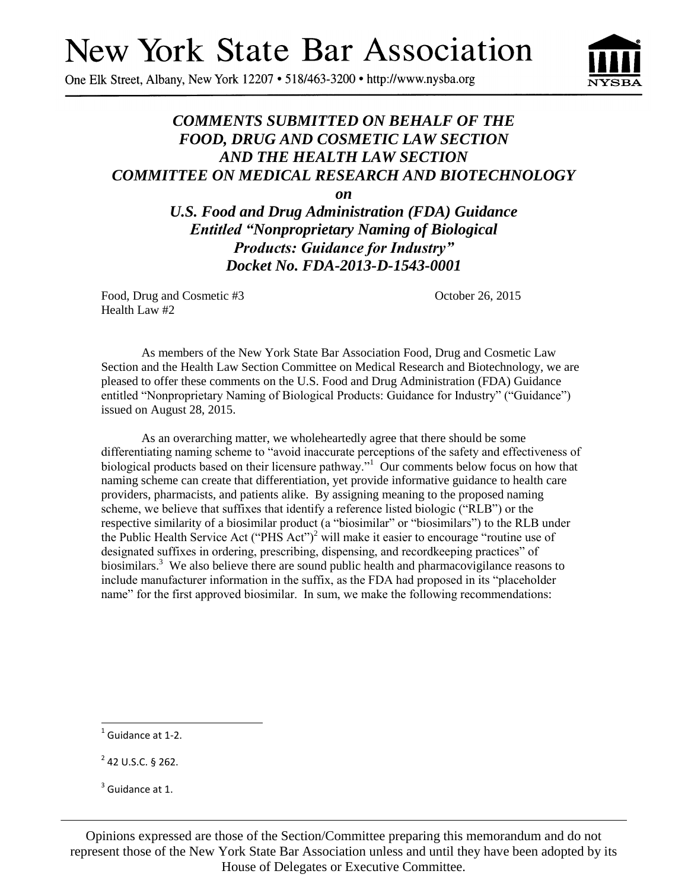# New York State Bar Association

One Elk Street, Albany, New York 12207 • 518/463-3200 • http://www.nysba.org

## *COMMENTS SUBMITTED ON BEHALF OF THE FOOD, DRUG AND COSMETIC LAW SECTION AND THE HEALTH LAW SECTION COMMITTEE ON MEDICAL RESEARCH AND BIOTECHNOLOGY*

***on***

## *U.S. Food and Drug Administration (FDA) Guidance Entitled "Nonproprietary Naming of Biological Products: Guidance for Industry" Docket No. FDA-2013-D-1543-0001*

Food, Drug and Cosmetic #3
Health Law #2

October 26, 2015

As members of the New York State Bar Association Food, Drug and Cosmetic Law Section and the Health Law Section Committee on Medical Research and Biotechnology, we are pleased to offer these comments on the U.S. Food and Drug Administration (FDA) Guidance entitled "Nonproprietary Naming of Biological Products: Guidance for Industry" ("Guidance") issued on August 28, 2015.

As an overarching matter, we wholeheartedly agree that there should be some differentiating naming scheme to "avoid inaccurate perceptions of the safety and effectiveness of biological products based on their licensure pathway."[1] Our comments below focus on how that naming scheme can create that differentiation, yet provide informative guidance to health care providers, pharmacists, and patients alike. By assigning meaning to the proposed naming scheme, we believe that suffixes that identify a reference listed biologic ("RLB") or the respective similarity of a biosimilar product (a "biosimilar" or "biosimilars") to the RLB under the Public Health Service Act ("PHS Act")[2] will make it easier to encourage "routine use of designated suffixes in ordering, prescribing, dispensing, and recordkeeping practices" of biosimilars.[3] We also believe there are sound public health and pharmacovigilance reasons to include manufacturer information in the suffix, as the FDA had proposed in its "placeholder name" for the first approved biosimilar. In sum, we make the following recommendations:

---

[1] Guidance at 1-2.

[2] 42 U.S.C. § 262.

[3] Guidance at 1.

Opinions expressed are those of the Section/Committee preparing this memorandum and do not represent those of the New York State Bar Association unless and until they have been adopted by its House of Delegates or Executive Committee.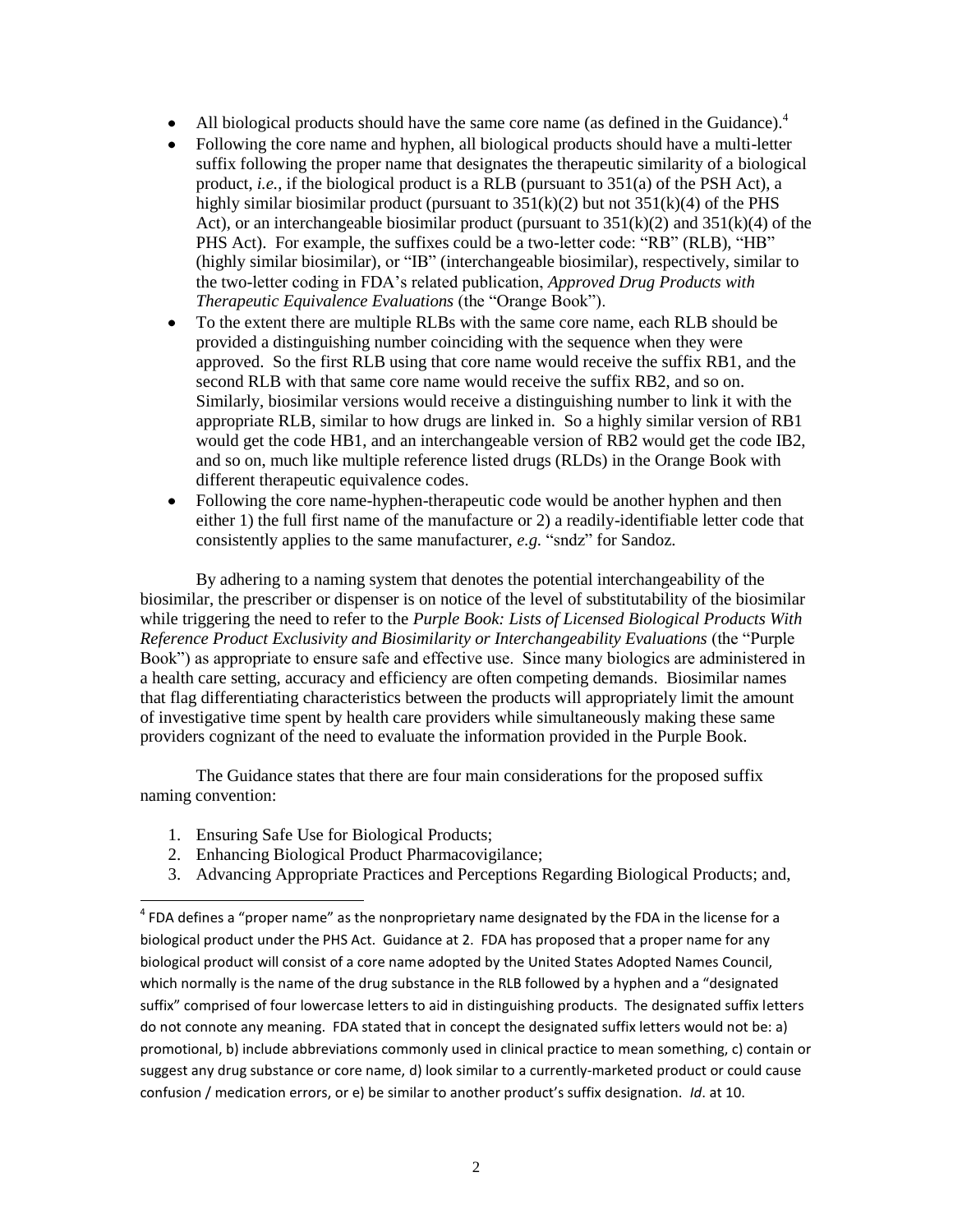- All biological products should have the same core name (as defined in the Guidance).[4]
- Following the core name and hyphen, all biological products should have a multi-letter suffix following the proper name that designates the therapeutic similarity of a biological product, *i.e.*, if the biological product is a RLB (pursuant to 351(a) of the PSH Act), a highly similar biosimilar product (pursuant to 351(k)(2) but not 351(k)(4) of the PHS Act), or an interchangeable biosimilar product (pursuant to 351(k)(2) and 351(k)(4) of the PHS Act). For example, the suffixes could be a two-letter code: "RB" (RLB), "HB" (highly similar biosimilar), or "IB" (interchangeable biosimilar), respectively, similar to the two-letter coding in FDA's related publication, *Approved Drug Products with Therapeutic Equivalence Evaluations* (the "Orange Book").
- To the extent there are multiple RLBs with the same core name, each RLB should be provided a distinguishing number coinciding with the sequence when they were approved. So the first RLB using that core name would receive the suffix RB1, and the second RLB with that same core name would receive the suffix RB2, and so on. Similarly, biosimilar versions would receive a distinguishing number to link it with the appropriate RLB, similar to how drugs are linked in. So a highly similar version of RB1 would get the code HB1, and an interchangeable version of RB2 would get the code IB2, and so on, much like multiple reference listed drugs (RLDs) in the Orange Book with different therapeutic equivalence codes.
- Following the core name-hyphen-therapeutic code would be another hyphen and then either 1) the full first name of the manufacture or 2) a readily-identifiable letter code that consistently applies to the same manufacturer, *e.g.* "sndz" for Sandoz.

By adhering to a naming system that denotes the potential interchangeability of the biosimilar, the prescriber or dispenser is on notice of the level of substitutability of the biosimilar while triggering the need to refer to the *Purple Book: Lists of Licensed Biological Products With Reference Product Exclusivity and Biosimilarity or Interchangeability Evaluations* (the "Purple Book") as appropriate to ensure safe and effective use. Since many biologics are administered in a health care setting, accuracy and efficiency are often competing demands. Biosimilar names that flag differentiating characteristics between the products will appropriately limit the amount of investigative time spent by health care providers while simultaneously making these same providers cognizant of the need to evaluate the information provided in the Purple Book.

The Guidance states that there are four main considerations for the proposed suffix naming convention:

1. Ensuring Safe Use for Biological Products;
2. Enhancing Biological Product Pharmacovigilance;
3. Advancing Appropriate Practices and Perceptions Regarding Biological Products; and,

[4] FDA defines a "proper name" as the nonproprietary name designated by the FDA in the license for a biological product under the PHS Act. Guidance at 2. FDA has proposed that a proper name for any biological product will consist of a core name adopted by the United States Adopted Names Council, which normally is the name of the drug substance in the RLB followed by a hyphen and a "designated suffix" comprised of four lowercase letters to aid in distinguishing products. The designated suffix letters do not connote any meaning. FDA stated that in concept the designated suffix letters would not be: a) promotional, b) include abbreviations commonly used in clinical practice to mean something, c) contain or suggest any drug substance or core name, d) look similar to a currently-marketed product or could cause confusion / medication errors, or e) be similar to another product's suffix designation. *Id*. at 10.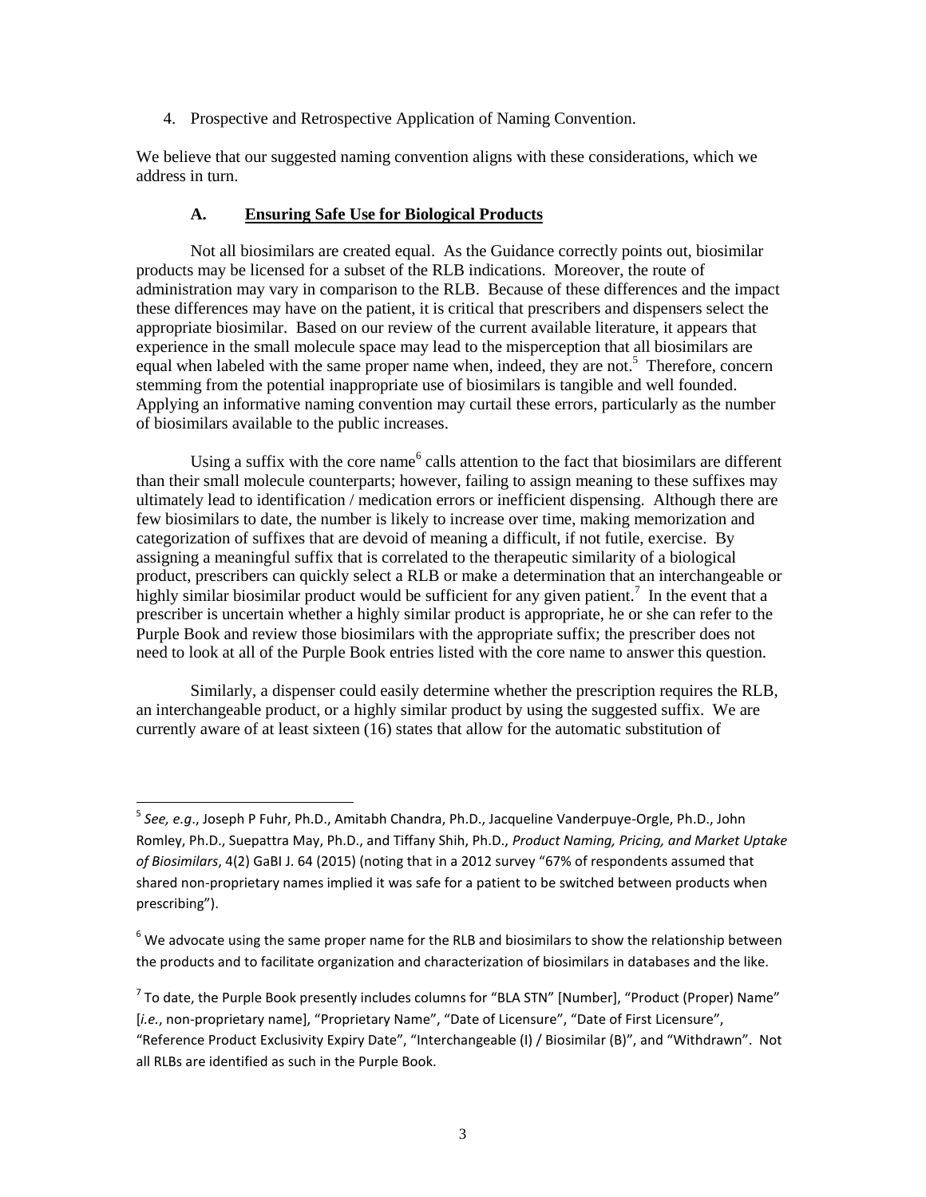4. Prospective and Retrospective Application of Naming Convention.

We believe that our suggested naming convention aligns with these considerations, which we address in turn.

### A. <u>Ensuring Safe Use for Biological Products</u>

Not all biosimilars are created equal. As the Guidance correctly points out, biosimilar products may be licensed for a subset of the RLB indications. Moreover, the route of administration may vary in comparison to the RLB. Because of these differences and the impact these differences may have on the patient, it is critical that prescribers and dispensers select the appropriate biosimilar. Based on our review of the current available literature, it appears that experience in the small molecule space may lead to the misperception that all biosimilars are equal when labeled with the same proper name when, indeed, they are not.[5] Therefore, concern stemming from the potential inappropriate use of biosimilars is tangible and well founded. Applying an informative naming convention may curtail these errors, particularly as the number of biosimilars available to the public increases.

Using a suffix with the core name[6] calls attention to the fact that biosimilars are different than their small molecule counterparts; however, failing to assign meaning to these suffixes may ultimately lead to identification / medication errors or inefficient dispensing. Although there are few biosimilars to date, the number is likely to increase over time, making memorization and categorization of suffixes that are devoid of meaning a difficult, if not futile, exercise. By assigning a meaningful suffix that is correlated to the therapeutic similarity of a biological product, prescribers can quickly select a RLB or make a determination that an interchangeable or highly similar biosimilar product would be sufficient for any given patient.[7] In the event that a prescriber is uncertain whether a highly similar product is appropriate, he or she can refer to the Purple Book and review those biosimilars with the appropriate suffix; the prescriber does not need to look at all of the Purple Book entries listed with the core name to answer this question.

Similarly, a dispenser could easily determine whether the prescription requires the RLB, an interchangeable product, or a highly similar product by using the suggested suffix. We are currently aware of at least sixteen (16) states that allow for the automatic substitution of

---

[5] *See, e.g*., Joseph P Fuhr, Ph.D., Amitabh Chandra, Ph.D., Jacqueline Vanderpuye-Orgle, Ph.D., John Romley, Ph.D., Suepattra May, Ph.D., and Tiffany Shih, Ph.D., *Product Naming, Pricing, and Market Uptake of Biosimilars*, 4(2) GaBI J. 64 (2015) (noting that in a 2012 survey "67% of respondents assumed that shared non-proprietary names implied it was safe for a patient to be switched between products when prescribing").

[6] We advocate using the same proper name for the RLB and biosimilars to show the relationship between the products and to facilitate organization and characterization of biosimilars in databases and the like.

[7] To date, the Purple Book presently includes columns for "BLA STN" [Number], "Product (Proper) Name" [*i.e.*, non-proprietary name], "Proprietary Name", "Date of Licensure", "Date of First Licensure", "Reference Product Exclusivity Expiry Date", "Interchangeable (I) / Biosimilar (B)", and "Withdrawn". Not all RLBs are identified as such in the Purple Book.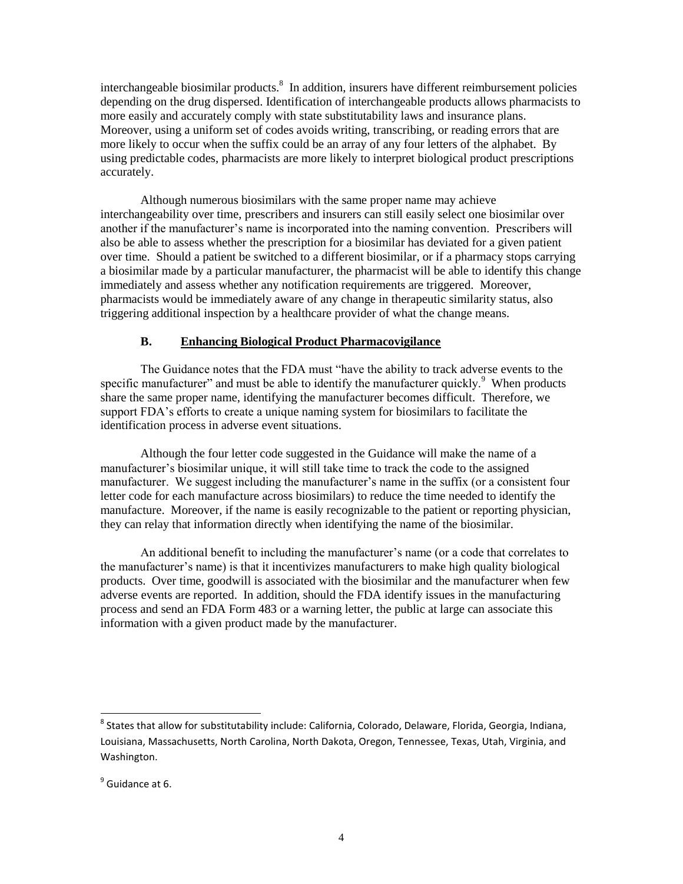interchangeable biosimilar products.[8] In addition, insurers have different reimbursement policies depending on the drug dispersed. Identification of interchangeable products allows pharmacists to more easily and accurately comply with state substitutability laws and insurance plans. Moreover, using a uniform set of codes avoids writing, transcribing, or reading errors that are more likely to occur when the suffix could be an array of any four letters of the alphabet. By using predictable codes, pharmacists are more likely to interpret biological product prescriptions accurately.

Although numerous biosimilars with the same proper name may achieve interchangeability over time, prescribers and insurers can still easily select one biosimilar over another if the manufacturer's name is incorporated into the naming convention. Prescribers will also be able to assess whether the prescription for a biosimilar has deviated for a given patient over time. Should a patient be switched to a different biosimilar, or if a pharmacy stops carrying a biosimilar made by a particular manufacturer, the pharmacist will be able to identify this change immediately and assess whether any notification requirements are triggered. Moreover, pharmacists would be immediately aware of any change in therapeutic similarity status, also triggering additional inspection by a healthcare provider of what the change means.

### B. <u>Enhancing Biological Product Pharmacovigilance</u>

The Guidance notes that the FDA must "have the ability to track adverse events to the specific manufacturer" and must be able to identify the manufacturer quickly.[9] When products share the same proper name, identifying the manufacturer becomes difficult. Therefore, we support FDA's efforts to create a unique naming system for biosimilars to facilitate the identification process in adverse event situations.

Although the four letter code suggested in the Guidance will make the name of a manufacturer's biosimilar unique, it will still take time to track the code to the assigned manufacturer. We suggest including the manufacturer's name in the suffix (or a consistent four letter code for each manufacture across biosimilars) to reduce the time needed to identify the manufacture. Moreover, if the name is easily recognizable to the patient or reporting physician, they can relay that information directly when identifying the name of the biosimilar.

An additional benefit to including the manufacturer's name (or a code that correlates to the manufacturer's name) is that it incentivizes manufacturers to make high quality biological products. Over time, goodwill is associated with the biosimilar and the manufacturer when few adverse events are reported. In addition, should the FDA identify issues in the manufacturing process and send an FDA Form 483 or a warning letter, the public at large can associate this information with a given product made by the manufacturer.

---

[8] States that allow for substitutability include: California, Colorado, Delaware, Florida, Georgia, Indiana, Louisiana, Massachusetts, North Carolina, North Dakota, Oregon, Tennessee, Texas, Utah, Virginia, and Washington.

[9] Guidance at 6.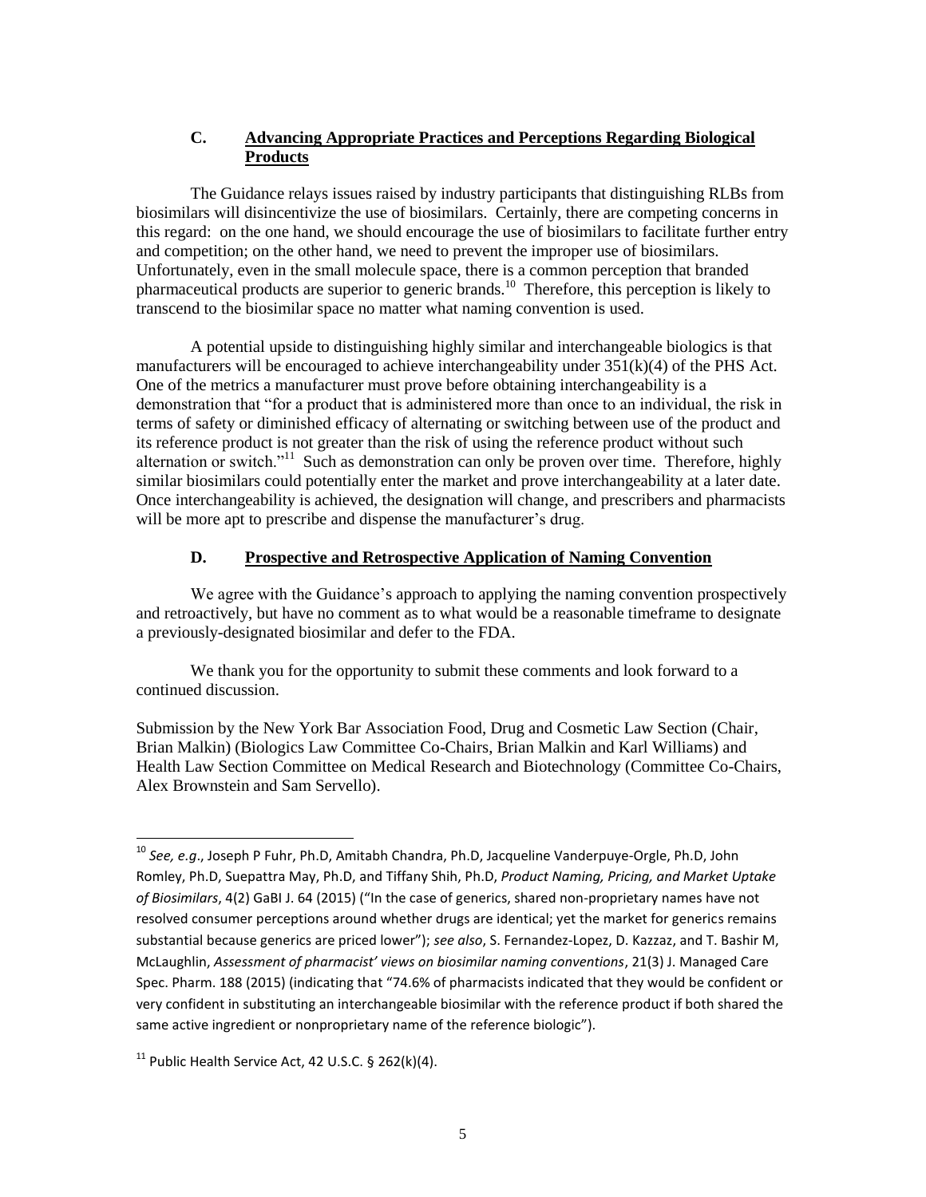### C. <u>Advancing Appropriate Practices and Perceptions Regarding Biological Products</u>

The Guidance relays issues raised by industry participants that distinguishing RLBs from biosimilars will disincentivize the use of biosimilars. Certainly, there are competing concerns in this regard: on the one hand, we should encourage the use of biosimilars to facilitate further entry and competition; on the other hand, we need to prevent the improper use of biosimilars. Unfortunately, even in the small molecule space, there is a common perception that branded pharmaceutical products are superior to generic brands.[10] Therefore, this perception is likely to transcend to the biosimilar space no matter what naming convention is used.

A potential upside to distinguishing highly similar and interchangeable biologics is that manufacturers will be encouraged to achieve interchangeability under 351(k)(4) of the PHS Act. One of the metrics a manufacturer must prove before obtaining interchangeability is a demonstration that "for a product that is administered more than once to an individual, the risk in terms of safety or diminished efficacy of alternating or switching between use of the product and its reference product is not greater than the risk of using the reference product without such alternation or switch."[11] Such as demonstration can only be proven over time. Therefore, highly similar biosimilars could potentially enter the market and prove interchangeability at a later date. Once interchangeability is achieved, the designation will change, and prescribers and pharmacists will be more apt to prescribe and dispense the manufacturer's drug.

### D. <u>Prospective and Retrospective Application of Naming Convention</u>

We agree with the Guidance's approach to applying the naming convention prospectively and retroactively, but have no comment as to what would be a reasonable timeframe to designate a previously-designated biosimilar and defer to the FDA.

We thank you for the opportunity to submit these comments and look forward to a continued discussion.

Submission by the New York Bar Association Food, Drug and Cosmetic Law Section (Chair, Brian Malkin) (Biologics Law Committee Co-Chairs, Brian Malkin and Karl Williams) and Health Law Section Committee on Medical Research and Biotechnology (Committee Co-Chairs, Alex Brownstein and Sam Servello).

---

[10] *See, e.g*., Joseph P Fuhr, Ph.D, Amitabh Chandra, Ph.D, Jacqueline Vanderpuye-Orgle, Ph.D, John Romley, Ph.D, Suepattra May, Ph.D, and Tiffany Shih, Ph.D, *Product Naming, Pricing, and Market Uptake of Biosimilars*, 4(2) GaBI J. 64 (2015) ("In the case of generics, shared non-proprietary names have not resolved consumer perceptions around whether drugs are identical; yet the market for generics remains substantial because generics are priced lower"); *see also*, S. Fernandez-Lopez, D. Kazzaz, and T. Bashir M, McLaughlin, *Assessment of pharmacist' views on biosimilar naming conventions*, 21(3) J. Managed Care Spec. Pharm. 188 (2015) (indicating that "74.6% of pharmacists indicated that they would be confident or very confident in substituting an interchangeable biosimilar with the reference product if both shared the same active ingredient or nonproprietary name of the reference biologic").

[11] Public Health Service Act, 42 U.S.C. § 262(k)(4).